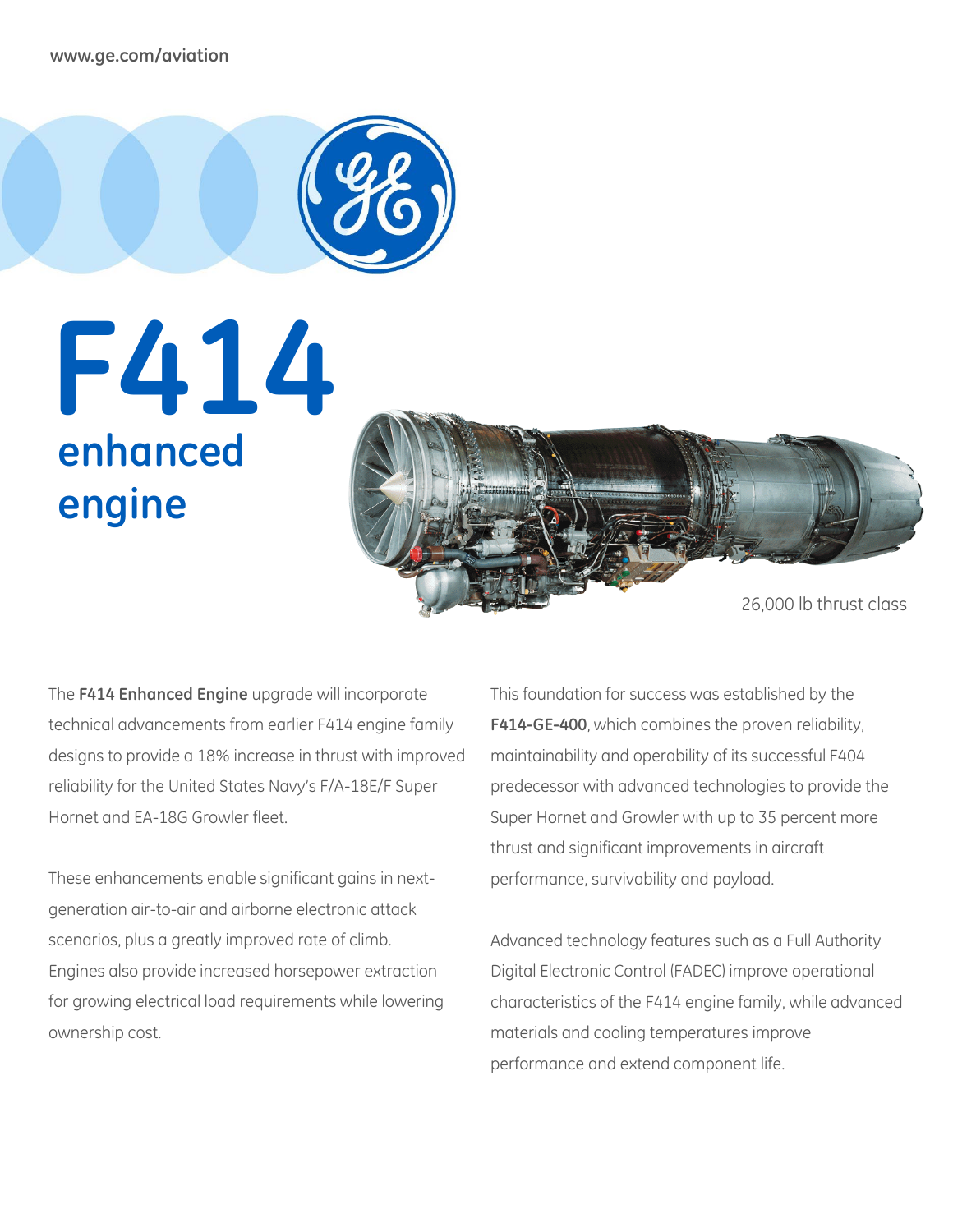www.ge.com/aviation

# F414 enhanced engine

26,000 lb thrust class

The **F414 Enhanced Engine** upgrade will incorporate technical advancements from earlier F414 engine family designs to provide a 18% increase in thrust with improved reliability for the United States Navy's F/A-18E/F Super Hornet and EA-18G Growler fleet.

These enhancements enable significant gains in next-generation air-to-air and airborne electronic attack scenarios, plus a greatly improved rate of climb. Engines also provide increased horsepower extraction for growing electrical load requirements while lowering ownership cost.

This foundation for success was established by the **F414-GE-400**, which combines the proven reliability, maintainability and operability of its successful F404 predecessor with advanced technologies to provide the Super Hornet and Growler with up to 35 percent more thrust and significant improvements in aircraft performance, survivability and payload.

Advanced technology features such as a Full Authority Digital Electronic Control (FADEC) improve operational characteristics of the F414 engine family, while advanced materials and cooling temperatures improve performance and extend component life.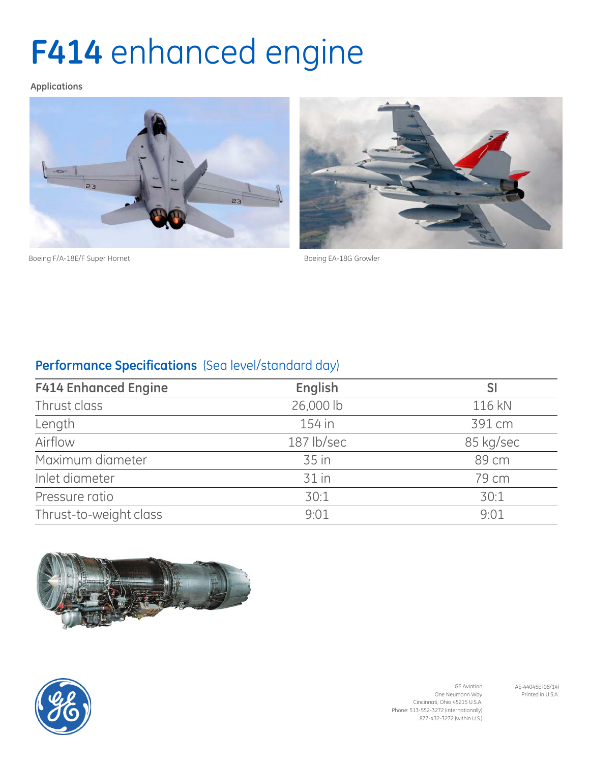# **F414** enhanced engine

**Applications**

Boeing F/A-18E/F Super Hornet

Boeing EA-18G Growler

## **Performance Specifications** (Sea level/standard day)

| F414 Enhanced Engine | English | SI |
|---|---|---|
| Thrust class | 26,000 lb | 116 kN |
| Length | 154 in | 391 cm |
| Airflow | 187 lb/sec | 85 kg/sec |
| Maximum diameter | 35 in | 89 cm |
| Inlet diameter | 31 in | 79 cm |
| Pressure ratio | 30:1 | 30:1 |
| Thrust-to-weight class | 9:01 | 9:01 |

GE Aviation
One Neumann Way
Cincinnati, Ohio 45215 U.S.A.
Phone: 513-552-3272 (internationally)
877-432-3272 (within U.S.)

AE-44045E (08/14)
Printed in U.S.A.